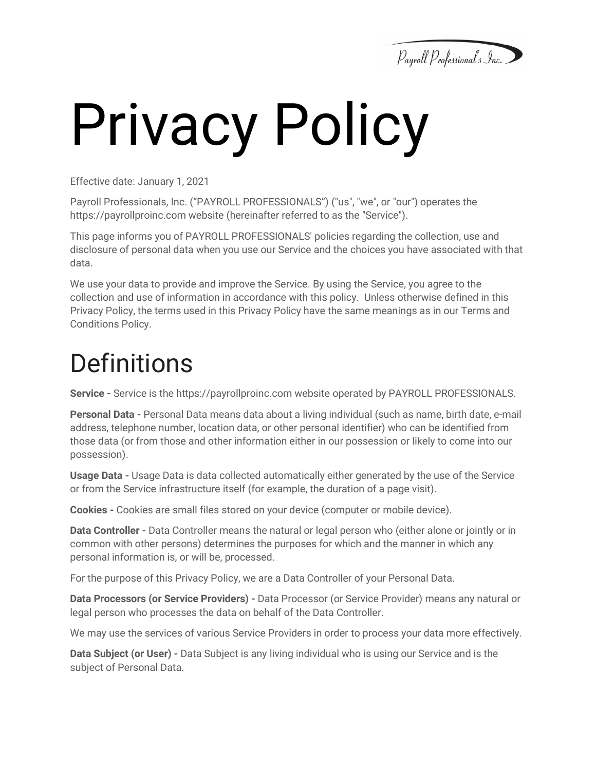# Privacy Policy

Effective date: January 1, 2021

Payroll Professionals, Inc. (“PAYROLL PROFESSIONALS”) ("us", "we", or "our") operates the https://payrollproinc.com website (hereinafter referred to as the "Service").

This page informs you of PAYROLL PROFESSIONALS' policies regarding the collection, use and disclosure of personal data when you use our Service and the choices you have associated with that data.

We use your data to provide and improve the Service. By using the Service, you agree to the collection and use of information in accordance with this policy. Unless otherwise defined in this Privacy Policy, the terms used in this Privacy Policy have the same meanings as in our Terms and Conditions Policy.

## Definitions

**Service -** Service is the https://payrollproinc.com website operated by PAYROLL PROFESSIONALS.

**Personal Data -** Personal Data means data about a living individual (such as name, birth date, e-mail address, telephone number, location data, or other personal identifier) who can be identified from those data (or from those and other information either in our possession or likely to come into our possession).

**Usage Data -** Usage Data is data collected automatically either generated by the use of the Service or from the Service infrastructure itself (for example, the duration of a page visit).

**Cookies -** Cookies are small files stored on your device (computer or mobile device).

**Data Controller -** Data Controller means the natural or legal person who (either alone or jointly or in common with other persons) determines the purposes for which and the manner in which any personal information is, or will be, processed.

For the purpose of this Privacy Policy, we are a Data Controller of your Personal Data.

**Data Processors (or Service Providers) -** Data Processor (or Service Provider) means any natural or legal person who processes the data on behalf of the Data Controller.

We may use the services of various Service Providers in order to process your data more effectively.

**Data Subject (or User) -** Data Subject is any living individual who is using our Service and is the subject of Personal Data.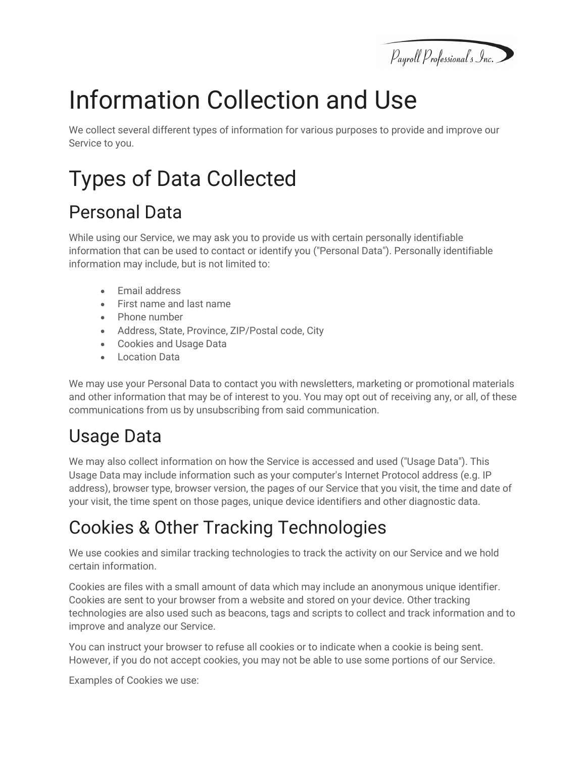# Information Collection and Use

We collect several different types of information for various purposes to provide and improve our Service to you.

# Types of Data Collected

## Personal Data

While using our Service, we may ask you to provide us with certain personally identifiable information that can be used to contact or identify you ("Personal Data"). Personally identifiable information may include, but is not limited to:

- Email address
- First name and last name
- Phone number
- Address, State, Province, ZIP/Postal code, City
- Cookies and Usage Data
- Location Data

We may use your Personal Data to contact you with newsletters, marketing or promotional materials and other information that may be of interest to you. You may opt out of receiving any, or all, of these communications from us by unsubscribing from said communication.

## Usage Data

We may also collect information on how the Service is accessed and used ("Usage Data"). This Usage Data may include information such as your computer's Internet Protocol address (e.g. IP address), browser type, browser version, the pages of our Service that you visit, the time and date of your visit, the time spent on those pages, unique device identifiers and other diagnostic data.

## Cookies & Other Tracking Technologies

We use cookies and similar tracking technologies to track the activity on our Service and we hold certain information.

Cookies are files with a small amount of data which may include an anonymous unique identifier. Cookies are sent to your browser from a website and stored on your device. Other tracking technologies are also used such as beacons, tags and scripts to collect and track information and to improve and analyze our Service.

You can instruct your browser to refuse all cookies or to indicate when a cookie is being sent. However, if you do not accept cookies, you may not be able to use some portions of our Service.

Examples of Cookies we use: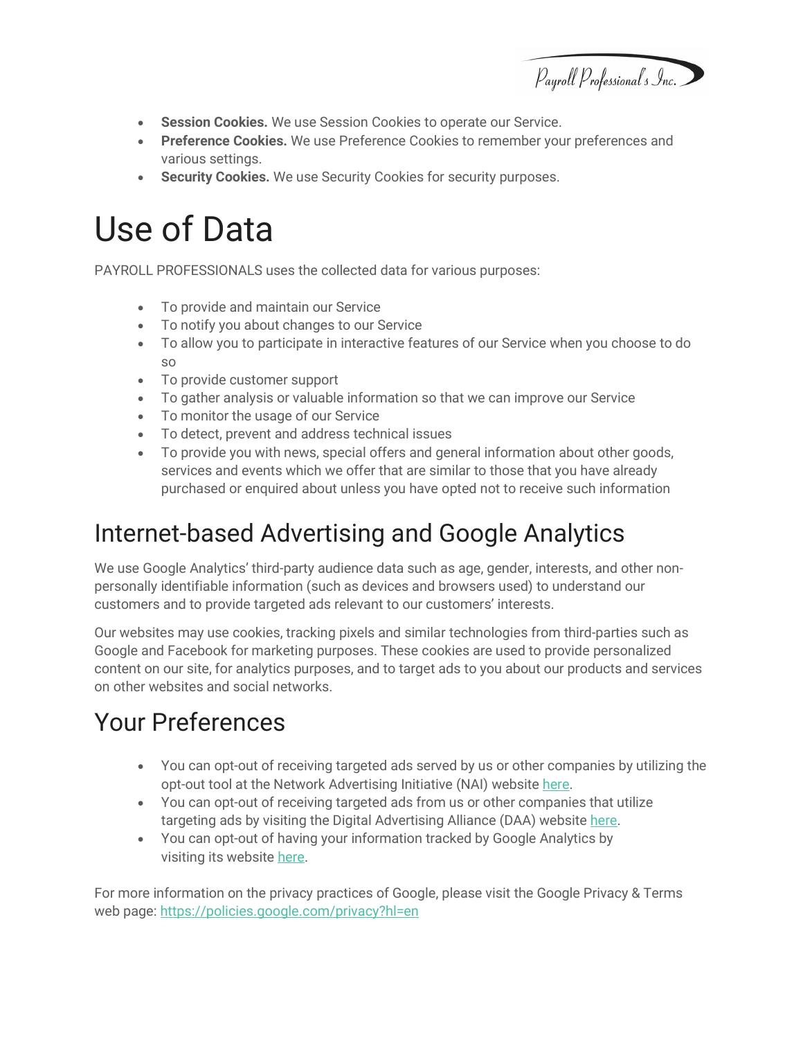- **Session Cookies.** We use Session Cookies to operate our Service.
- **Preference Cookies.** We use Preference Cookies to remember your preferences and various settings.
- **Security Cookies.** We use Security Cookies for security purposes.

# Use of Data

PAYROLL PROFESSIONALS uses the collected data for various purposes:

- To provide and maintain our Service
- To notify you about changes to our Service
- To allow you to participate in interactive features of our Service when you choose to do so
- To provide customer support
- To gather analysis or valuable information so that we can improve our Service
- To monitor the usage of our Service
- To detect, prevent and address technical issues
- To provide you with news, special offers and general information about other goods, services and events which we offer that are similar to those that you have already purchased or enquired about unless you have opted not to receive such information

## Internet-based Advertising and Google Analytics

We use Google Analytics' third-party audience data such as age, gender, interests, and other non-personally identifiable information (such as devices and browsers used) to understand our customers and to provide targeted ads relevant to our customers' interests.

Our websites may use cookies, tracking pixels and similar technologies from third-parties such as Google and Facebook for marketing purposes. These cookies are used to provide personalized content on our site, for analytics purposes, and to target ads to you about our products and services on other websites and social networks.

## Your Preferences

- You can opt-out of receiving targeted ads served by us or other companies by utilizing the opt-out tool at the Network Advertising Initiative (NAI) website here.
- You can opt-out of receiving targeted ads from us or other companies that utilize targeting ads by visiting the Digital Advertising Alliance (DAA) website here.
- You can opt-out of having your information tracked by Google Analytics by visiting its website here.

For more information on the privacy practices of Google, please visit the Google Privacy & Terms web page: https://policies.google.com/privacy?hl=en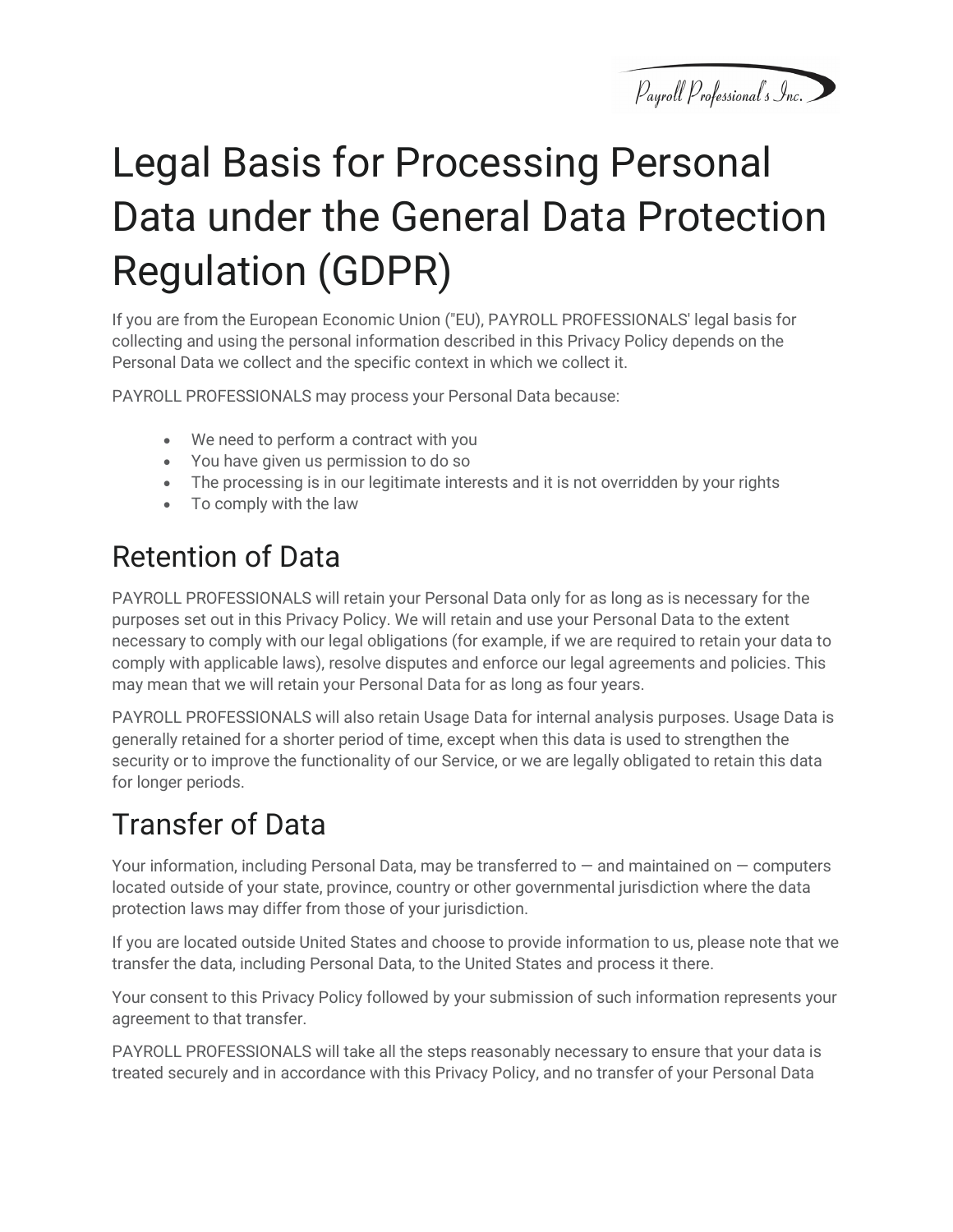# Legal Basis for Processing Personal Data under the General Data Protection Regulation (GDPR)

If you are from the European Economic Union ("EU), PAYROLL PROFESSIONALS' legal basis for collecting and using the personal information described in this Privacy Policy depends on the Personal Data we collect and the specific context in which we collect it.

PAYROLL PROFESSIONALS may process your Personal Data because:

- We need to perform a contract with you
- You have given us permission to do so
- The processing is in our legitimate interests and it is not overridden by your rights
- To comply with the law

# Retention of Data

PAYROLL PROFESSIONALS will retain your Personal Data only for as long as is necessary for the purposes set out in this Privacy Policy. We will retain and use your Personal Data to the extent necessary to comply with our legal obligations (for example, if we are required to retain your data to comply with applicable laws), resolve disputes and enforce our legal agreements and policies. This may mean that we will retain your Personal Data for as long as four years.

PAYROLL PROFESSIONALS will also retain Usage Data for internal analysis purposes. Usage Data is generally retained for a shorter period of time, except when this data is used to strengthen the security or to improve the functionality of our Service, or we are legally obligated to retain this data for longer periods.

# Transfer of Data

Your information, including Personal Data, may be transferred to — and maintained on — computers located outside of your state, province, country or other governmental jurisdiction where the data protection laws may differ from those of your jurisdiction.

If you are located outside United States and choose to provide information to us, please note that we transfer the data, including Personal Data, to the United States and process it there.

Your consent to this Privacy Policy followed by your submission of such information represents your agreement to that transfer.

PAYROLL PROFESSIONALS will take all the steps reasonably necessary to ensure that your data is treated securely and in accordance with this Privacy Policy, and no transfer of your Personal Data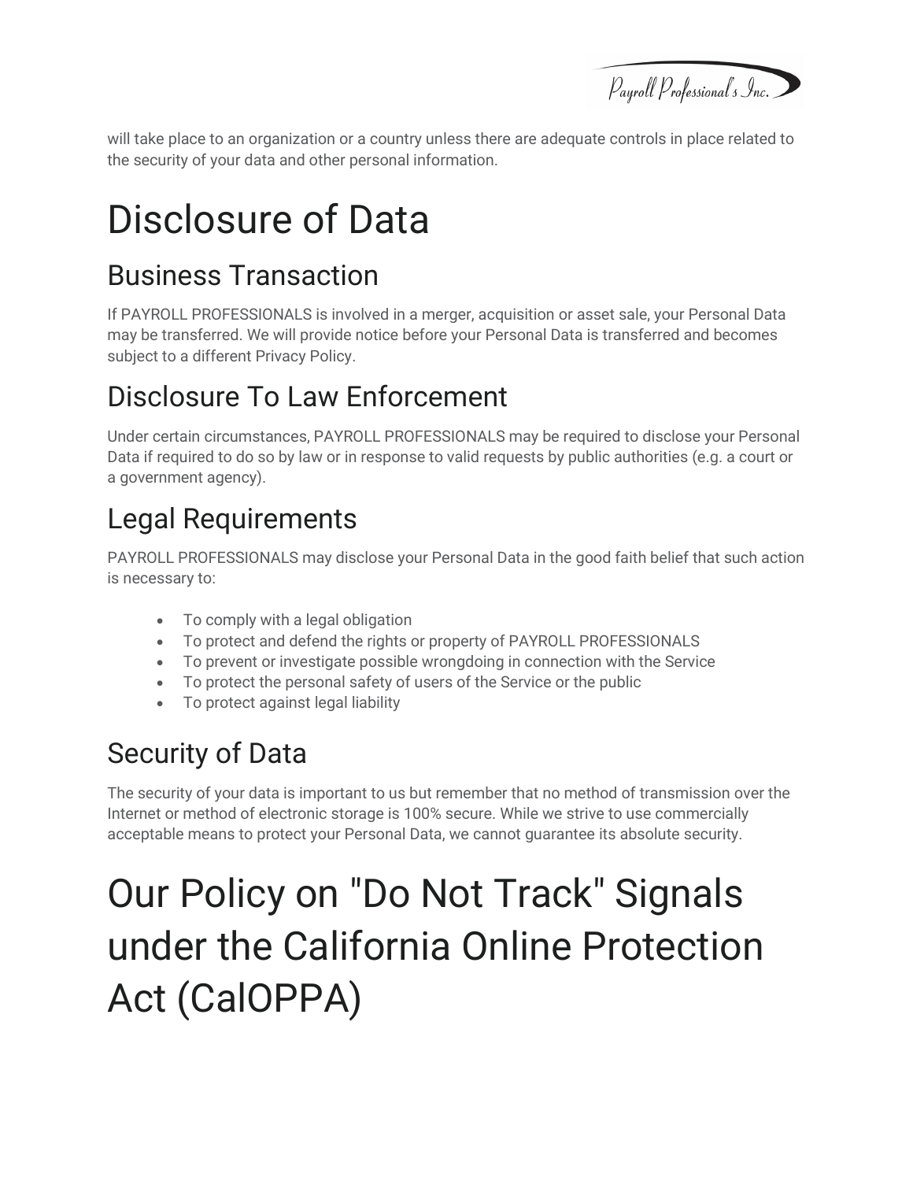will take place to an organization or a country unless there are adequate controls in place related to the security of your data and other personal information.

# Disclosure of Data

## Business Transaction

If PAYROLL PROFESSIONALS is involved in a merger, acquisition or asset sale, your Personal Data may be transferred. We will provide notice before your Personal Data is transferred and becomes subject to a different Privacy Policy.

## Disclosure To Law Enforcement

Under certain circumstances, PAYROLL PROFESSIONALS may be required to disclose your Personal Data if required to do so by law or in response to valid requests by public authorities (e.g. a court or a government agency).

## Legal Requirements

PAYROLL PROFESSIONALS may disclose your Personal Data in the good faith belief that such action is necessary to:

- To comply with a legal obligation
- To protect and defend the rights or property of PAYROLL PROFESSIONALS
- To prevent or investigate possible wrongdoing in connection with the Service
- To protect the personal safety of users of the Service or the public
- To protect against legal liability

## Security of Data

The security of your data is important to us but remember that no method of transmission over the Internet or method of electronic storage is 100% secure. While we strive to use commercially acceptable means to protect your Personal Data, we cannot guarantee its absolute security.

# Our Policy on "Do Not Track" Signals under the California Online Protection Act (CalOPPA)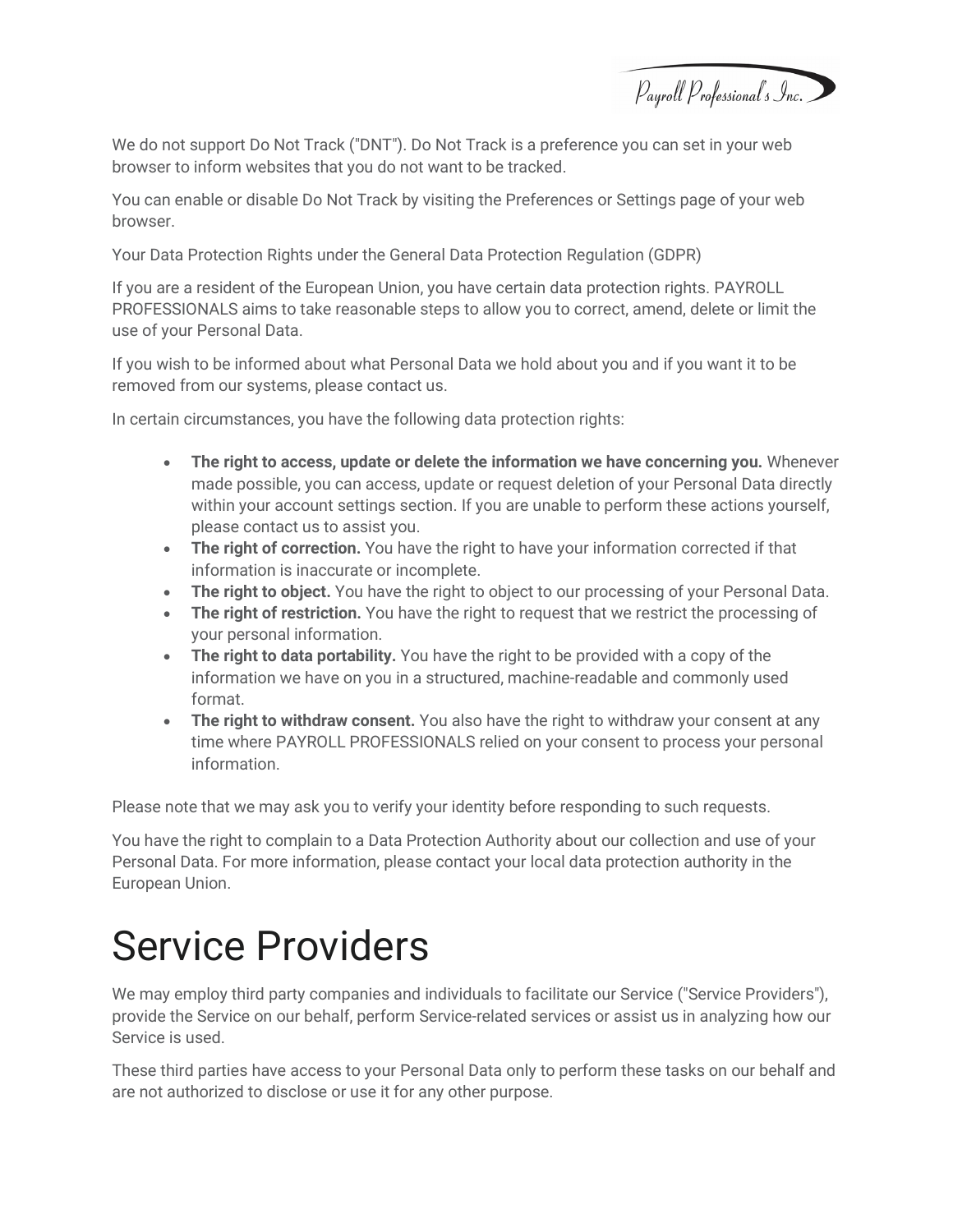We do not support Do Not Track ("DNT"). Do Not Track is a preference you can set in your web browser to inform websites that you do not want to be tracked.

You can enable or disable Do Not Track by visiting the Preferences or Settings page of your web browser.

Your Data Protection Rights under the General Data Protection Regulation (GDPR)

If you are a resident of the European Union, you have certain data protection rights. PAYROLL PROFESSIONALS aims to take reasonable steps to allow you to correct, amend, delete or limit the use of your Personal Data.

If you wish to be informed about what Personal Data we hold about you and if you want it to be removed from our systems, please contact us.

In certain circumstances, you have the following data protection rights:

- **The right to access, update or delete the information we have concerning you.** Whenever made possible, you can access, update or request deletion of your Personal Data directly within your account settings section. If you are unable to perform these actions yourself, please contact us to assist you.
- **The right of correction.** You have the right to have your information corrected if that information is inaccurate or incomplete.
- **The right to object.** You have the right to object to our processing of your Personal Data.
- **The right of restriction.** You have the right to request that we restrict the processing of your personal information.
- **The right to data portability.** You have the right to be provided with a copy of the information we have on you in a structured, machine-readable and commonly used format.
- **The right to withdraw consent.** You also have the right to withdraw your consent at any time where PAYROLL PROFESSIONALS relied on your consent to process your personal information.

Please note that we may ask you to verify your identity before responding to such requests.

You have the right to complain to a Data Protection Authority about our collection and use of your Personal Data. For more information, please contact your local data protection authority in the European Union.

# Service Providers

We may employ third party companies and individuals to facilitate our Service ("Service Providers"), provide the Service on our behalf, perform Service-related services or assist us in analyzing how our Service is used.

These third parties have access to your Personal Data only to perform these tasks on our behalf and are not authorized to disclose or use it for any other purpose.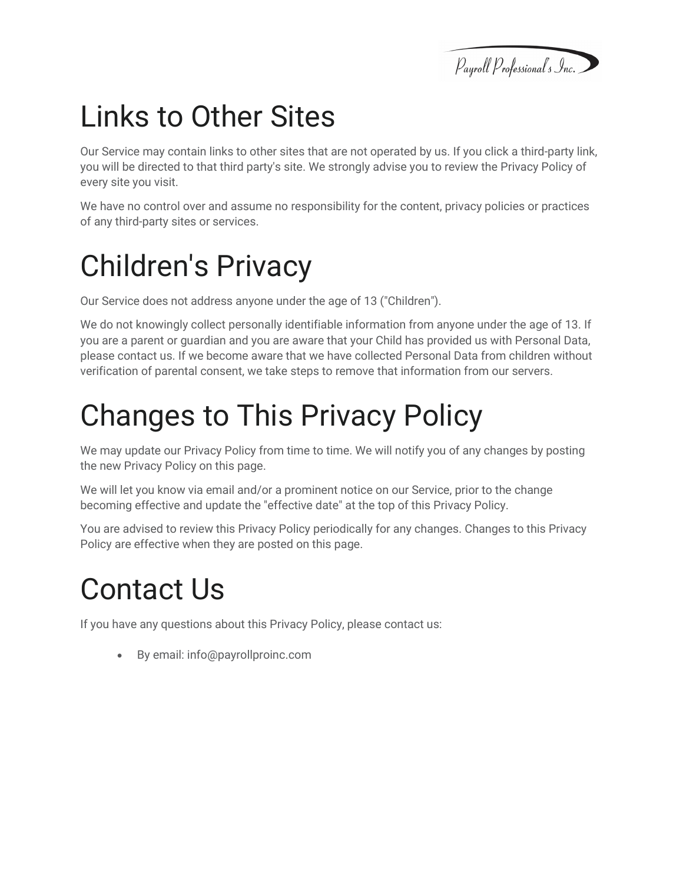# Links to Other Sites

Our Service may contain links to other sites that are not operated by us. If you click a third-party link, you will be directed to that third party's site. We strongly advise you to review the Privacy Policy of every site you visit.

We have no control over and assume no responsibility for the content, privacy policies or practices of any third-party sites or services.

# Children's Privacy

Our Service does not address anyone under the age of 13 ("Children").

We do not knowingly collect personally identifiable information from anyone under the age of 13. If you are a parent or guardian and you are aware that your Child has provided us with Personal Data, please contact us. If we become aware that we have collected Personal Data from children without verification of parental consent, we take steps to remove that information from our servers.

# Changes to This Privacy Policy

We may update our Privacy Policy from time to time. We will notify you of any changes by posting the new Privacy Policy on this page.

We will let you know via email and/or a prominent notice on our Service, prior to the change becoming effective and update the "effective date" at the top of this Privacy Policy.

You are advised to review this Privacy Policy periodically for any changes. Changes to this Privacy Policy are effective when they are posted on this page.

# Contact Us

If you have any questions about this Privacy Policy, please contact us:

- By email: info@payrollproinc.com